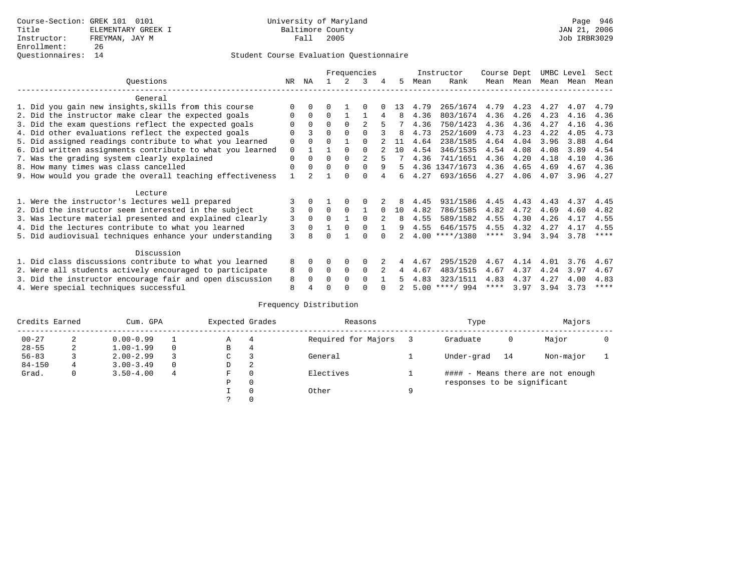Course-Section: GREK 101 0101
Title: ELEMENTARY GREEK I
Instructor: FREYMAN, JAY M
Enrollment: 26
Questionnaires: 14

University of Maryland
Baltimore County
Fall 2005

JAN 21, 2006
Job IRBR3029

## Student Course Evaluation Questionnaire

| Questions | NR | NA | 1 | 2 | 3 | 4 | 5 | Instructor Mean | Instructor Rank | Course Mean | Dept Mean | UMBC Mean | Level Mean | Sect Mean |
|---|---|---|---|---|---|---|---|---|---|---|---|---|---|---|
| **General** | | | | | | | | | | | | | | |
| 1. Did you gain new insights,skills from this course | 0 | 0 | 0 | 1 | 0 | 0 | 13 | 4.79 | 265/1674 | 4.79 | 4.23 | 4.27 | 4.07 | 4.79 |
| 2. Did the instructor make clear the expected goals | 0 | 0 | 0 | 1 | 1 | 4 | 8 | 4.36 | 803/1674 | 4.36 | 4.26 | 4.23 | 4.16 | 4.36 |
| 3. Did the exam questions reflect the expected goals | 0 | 0 | 0 | 0 | 2 | 5 | 7 | 4.36 | 750/1423 | 4.36 | 4.36 | 4.27 | 4.16 | 4.36 |
| 4. Did other evaluations reflect the expected goals | 0 | 3 | 0 | 0 | 0 | 3 | 8 | 4.73 | 252/1609 | 4.73 | 4.23 | 4.22 | 4.05 | 4.73 |
| 5. Did assigned readings contribute to what you learned | 0 | 0 | 0 | 1 | 0 | 2 | 11 | 4.64 | 238/1585 | 4.64 | 4.04 | 3.96 | 3.88 | 4.64 |
| 6. Did written assignments contribute to what you learned | 0 | 1 | 1 | 0 | 0 | 2 | 10 | 4.54 | 346/1535 | 4.54 | 4.08 | 4.08 | 3.89 | 4.54 |
| 7. Was the grading system clearly explained | 0 | 0 | 0 | 0 | 2 | 5 | 7 | 4.36 | 741/1651 | 4.36 | 4.20 | 4.18 | 4.10 | 4.36 |
| 8. How many times was class cancelled | 0 | 0 | 0 | 0 | 0 | 9 | 5 | 4.36 | 1347/1673 | 4.36 | 4.65 | 4.69 | 4.67 | 4.36 |
| 9. How would you grade the overall teaching effectiveness | 1 | 2 | 1 | 0 | 0 | 4 | 6 | 4.27 | 693/1656 | 4.27 | 4.06 | 4.07 | 3.96 | 4.27 |
| **Lecture** | | | | | | | | | | | | | | |
| 1. Were the instructor's lectures well prepared | 3 | 0 | 1 | 0 | 0 | 2 | 8 | 4.45 | 931/1586 | 4.45 | 4.43 | 4.43 | 4.37 | 4.45 |
| 2. Did the instructor seem interested in the subject | 3 | 0 | 0 | 0 | 1 | 0 | 10 | 4.82 | 786/1585 | 4.82 | 4.72 | 4.69 | 4.60 | 4.82 |
| 3. Was lecture material presented and explained clearly | 3 | 0 | 0 | 1 | 0 | 2 | 8 | 4.55 | 589/1582 | 4.55 | 4.30 | 4.26 | 4.17 | 4.55 |
| 4. Did the lectures contribute to what you learned | 3 | 0 | 1 | 0 | 0 | 1 | 9 | 4.55 | 646/1575 | 4.55 | 4.32 | 4.27 | 4.17 | 4.55 |
| 5. Did audiovisual techniques enhance your understanding | 3 | 8 | 0 | 1 | 0 | 0 | 2 | 4.00 | ****/1380 | **** | 3.94 | 3.94 | 3.78 | **** |
| **Discussion** | | | | | | | | | | | | | | |
| 1. Did class discussions contribute to what you learned | 8 | 0 | 0 | 0 | 0 | 2 | 4 | 4.67 | 295/1520 | 4.67 | 4.14 | 4.01 | 3.76 | 4.67 |
| 2. Were all students actively encouraged to participate | 8 | 0 | 0 | 0 | 0 | 2 | 4 | 4.67 | 483/1515 | 4.67 | 4.37 | 4.24 | 3.97 | 4.67 |
| 3. Did the instructor encourage fair and open discussion | 8 | 0 | 0 | 0 | 0 | 1 | 5 | 4.83 | 323/1511 | 4.83 | 4.37 | 4.27 | 4.00 | 4.83 |
| 4. Were special techniques successful | 8 | 4 | 0 | 0 | 0 | 0 | 2 | 5.00 | ****/ 994 | **** | 3.97 | 3.94 | 3.73 | **** |

## Frequency Distribution

| Credits Earned | | Cum. GPA | | Expected Grades | | Reasons | | Type | | Majors | |
|---|---|---|---|---|---|---|---|---|---|---|---|
| 00-27 | 2 | 0.00-0.99 | 1 | A | 4 | Required for Majors | 3 | Graduate | 0 | Major | 0 |
| 28-55 | 2 | 1.00-1.99 | 0 | B | 4 | | | | | | |
| 56-83 | 3 | 2.00-2.99 | 3 | C | 3 | General | 1 | Under-grad | 14 | Non-major | 1 |
| 84-150 | 4 | 3.00-3.49 | 0 | D | 2 | | | | | | |
| Grad. | 0 | 3.50-4.00 | 4 | F | 0 | Electives | 1 | #### - Means there are not enough responses to be significant | | | |
| | | | | P | 0 | | | | | | |
| | | | | I | 0 | Other | 9 | | | | |
| | | | | ? | 0 | | | | | | |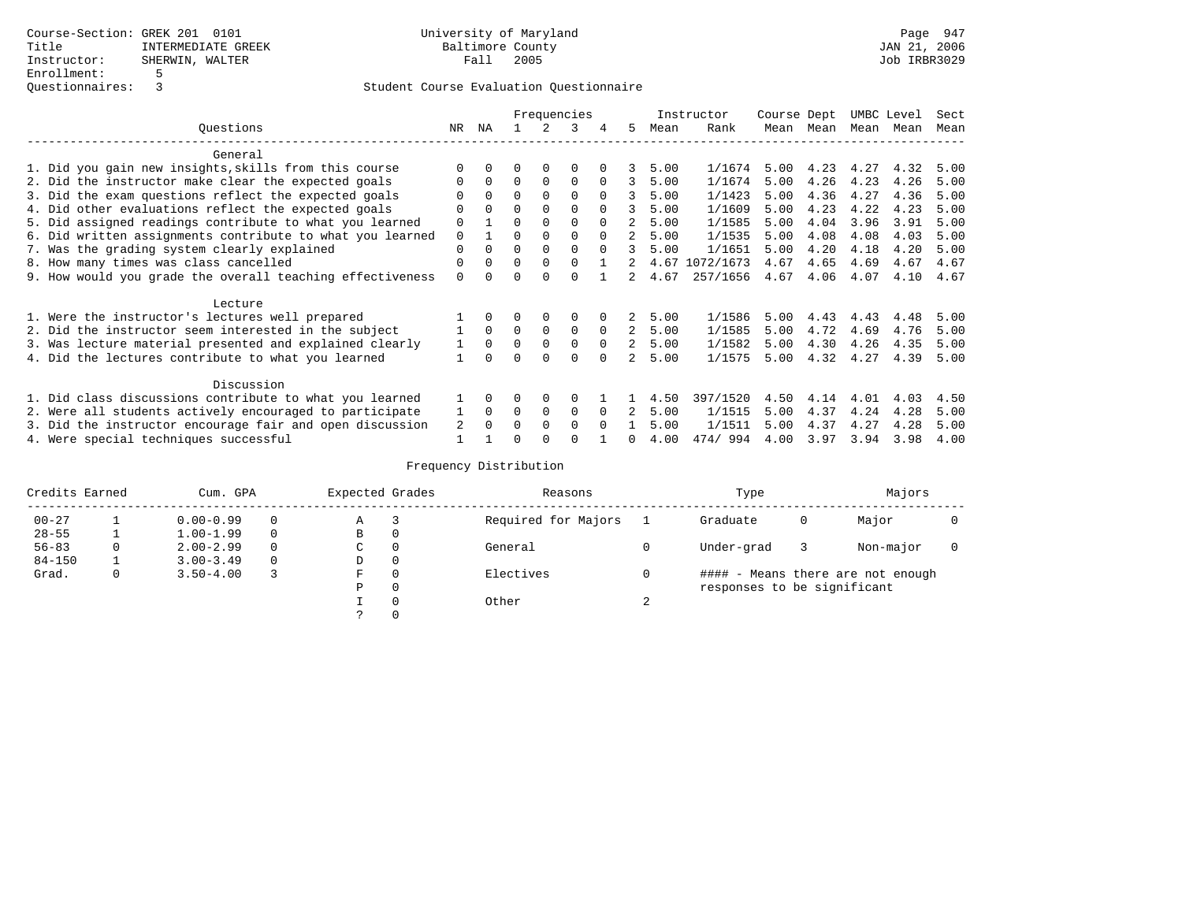Course-Section: GREK 201 0101
Title: INTERMEDIATE GREEK
Instructor: SHERWIN, WALTER
Enrollment: 5
Questionnaires: 3

University of Maryland
Baltimore County
Fall 2005

Student Course Evaluation Questionnaire

| Questions | NR | NA | 1 | 2 | 3 | 4 | 5 | Instructor Mean | Instructor Rank | Course Mean | Dept Mean | UMBC Mean | Level Mean | Sect Mean |
|---|---|---|---|---|---|---|---|---|---|---|---|---|---|---|
| **General** | | | | | | | | | | | | | | |
| 1. Did you gain new insights,skills from this course | 0 | 0 | 0 | 0 | 0 | 0 | 3 | 5.00 | 1/1674 | 5.00 | 4.23 | 4.27 | 4.32 | 5.00 |
| 2. Did the instructor make clear the expected goals | 0 | 0 | 0 | 0 | 0 | 0 | 3 | 5.00 | 1/1674 | 5.00 | 4.26 | 4.23 | 4.26 | 5.00 |
| 3. Did the exam questions reflect the expected goals | 0 | 0 | 0 | 0 | 0 | 0 | 3 | 5.00 | 1/1423 | 5.00 | 4.36 | 4.27 | 4.36 | 5.00 |
| 4. Did other evaluations reflect the expected goals | 0 | 0 | 0 | 0 | 0 | 0 | 3 | 5.00 | 1/1609 | 5.00 | 4.23 | 4.22 | 4.23 | 5.00 |
| 5. Did assigned readings contribute to what you learned | 0 | 1 | 0 | 0 | 0 | 0 | 2 | 5.00 | 1/1585 | 5.00 | 4.04 | 3.96 | 3.91 | 5.00 |
| 6. Did written assignments contribute to what you learned | 0 | 1 | 0 | 0 | 0 | 0 | 2 | 5.00 | 1/1535 | 5.00 | 4.08 | 4.08 | 4.03 | 5.00 |
| 7. Was the grading system clearly explained | 0 | 0 | 0 | 0 | 0 | 0 | 3 | 5.00 | 1/1651 | 5.00 | 4.20 | 4.18 | 4.20 | 5.00 |
| 8. How many times was class cancelled | 0 | 0 | 0 | 0 | 0 | 1 | 2 | 4.67 | 1072/1673 | 4.67 | 4.65 | 4.69 | 4.67 | 4.67 |
| 9. How would you grade the overall teaching effectiveness | 0 | 0 | 0 | 0 | 0 | 1 | 2 | 4.67 | 257/1656 | 4.67 | 4.06 | 4.07 | 4.10 | 4.67 |
| **Lecture** | | | | | | | | | | | | | | |
| 1. Were the instructor's lectures well prepared | 1 | 0 | 0 | 0 | 0 | 0 | 2 | 5.00 | 1/1586 | 5.00 | 4.43 | 4.43 | 4.48 | 5.00 |
| 2. Did the instructor seem interested in the subject | 1 | 0 | 0 | 0 | 0 | 0 | 2 | 5.00 | 1/1585 | 5.00 | 4.72 | 4.69 | 4.76 | 5.00 |
| 3. Was lecture material presented and explained clearly | 1 | 0 | 0 | 0 | 0 | 0 | 2 | 5.00 | 1/1582 | 5.00 | 4.30 | 4.26 | 4.35 | 5.00 |
| 4. Did the lectures contribute to what you learned | 1 | 0 | 0 | 0 | 0 | 0 | 2 | 5.00 | 1/1575 | 5.00 | 4.32 | 4.27 | 4.39 | 5.00 |
| **Discussion** | | | | | | | | | | | | | | |
| 1. Did class discussions contribute to what you learned | 1 | 0 | 0 | 0 | 0 | 1 | 1 | 4.50 | 397/1520 | 4.50 | 4.14 | 4.01 | 4.03 | 4.50 |
| 2. Were all students actively encouraged to participate | 1 | 0 | 0 | 0 | 0 | 0 | 2 | 5.00 | 1/1515 | 5.00 | 4.37 | 4.24 | 4.28 | 5.00 |
| 3. Did the instructor encourage fair and open discussion | 2 | 0 | 0 | 0 | 0 | 0 | 1 | 5.00 | 1/1511 | 5.00 | 4.37 | 4.27 | 4.28 | 5.00 |
| 4. Were special techniques successful | 1 | 1 | 0 | 0 | 0 | 1 | 0 | 4.00 | 474/ 994 | 4.00 | 3.97 | 3.94 | 3.98 | 4.00 |

## Frequency Distribution

| Credits Earned | | Cum. GPA | | Expected Grades | | Reasons | | Type | | Majors | |
|---|---|---|---|---|---|---|---|---|---|---|---|
| 00-27 | 1 | 0.00-0.99 | 0 | A | 3 | Required for Majors | 1 | Graduate | 0 | Major | 0 |
| 28-55 | 1 | 1.00-1.99 | 0 | B | 0 | | | | | | |
| 56-83 | 0 | 2.00-2.99 | 0 | C | 0 | General | 0 | Under-grad | 3 | Non-major | 0 |
| 84-150 | 1 | 3.00-3.49 | 0 | D | 0 | | | | | | |
| Grad. | 0 | 3.50-4.00 | 3 | F | 0 | Electives | 0 | | | | |
| | | | | P | 0 | | | | | | |
| | | | | I | 0 | Other | 2 | | | | |
| | | | | ? | 0 | | | | | | |

#### - Means there are not enough responses to be significant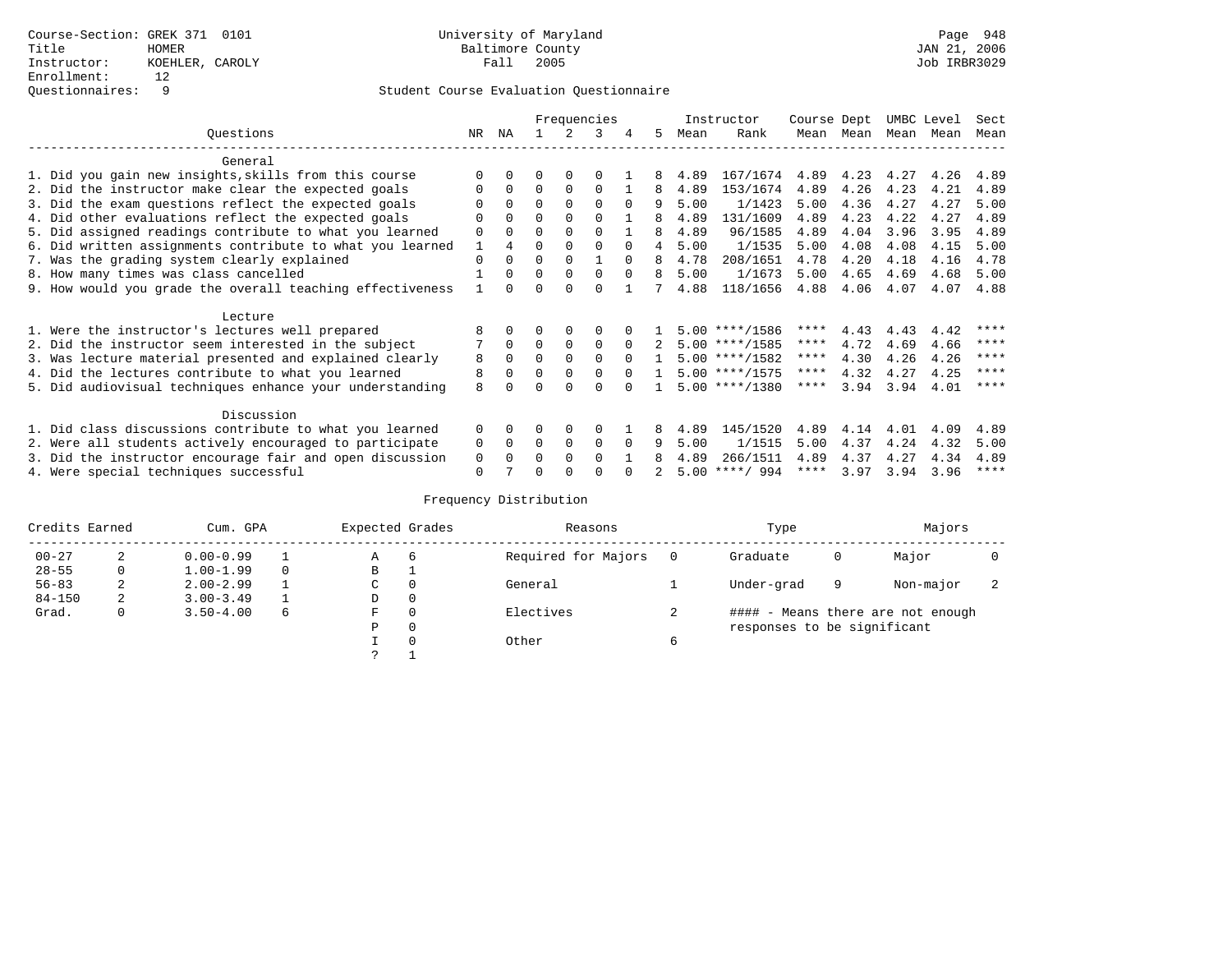Course-Section: GREK 371 0101
Title: HOMER
Instructor: KOEHLER, CAROLY
Enrollment: 12
Questionnaires: 9

University of Maryland
Baltimore County
Fall 2005

Page 948
JAN 21, 2006
Job IRBR3029

## Student Course Evaluation Questionnaire

| Questions | NR | NA | 1 | 2 | 3 | 4 | 5 | Instructor Mean | Instructor Rank | Course Mean | Dept Mean | UMBC Mean | Level Mean | Sect Mean |
|---|---|---|---|---|---|---|---|---|---|---|---|---|---|---|
| **General** | | | | | | | | | | | | | | |
| 1. Did you gain new insights,skills from this course | 0 | 0 | 0 | 0 | 0 | 1 | 8 | 4.89 | 167/1674 | 4.89 | 4.23 | 4.27 | 4.26 | 4.89 |
| 2. Did the instructor make clear the expected goals | 0 | 0 | 0 | 0 | 0 | 1 | 8 | 4.89 | 153/1674 | 4.89 | 4.26 | 4.23 | 4.21 | 4.89 |
| 3. Did the exam questions reflect the expected goals | 0 | 0 | 0 | 0 | 0 | 0 | 9 | 5.00 | 1/1423 | 5.00 | 4.36 | 4.27 | 4.27 | 5.00 |
| 4. Did other evaluations reflect the expected goals | 0 | 0 | 0 | 0 | 0 | 1 | 8 | 4.89 | 131/1609 | 4.89 | 4.23 | 4.22 | 4.27 | 4.89 |
| 5. Did assigned readings contribute to what you learned | 0 | 0 | 0 | 0 | 0 | 1 | 8 | 4.89 | 96/1585 | 4.89 | 4.04 | 3.96 | 3.95 | 4.89 |
| 6. Did written assignments contribute to what you learned | 1 | 4 | 0 | 0 | 0 | 0 | 4 | 5.00 | 1/1535 | 5.00 | 4.08 | 4.08 | 4.15 | 5.00 |
| 7. Was the grading system clearly explained | 0 | 0 | 0 | 0 | 1 | 0 | 8 | 4.78 | 208/1651 | 4.78 | 4.20 | 4.18 | 4.16 | 4.78 |
| 8. How many times was class cancelled | 1 | 0 | 0 | 0 | 0 | 0 | 8 | 5.00 | 1/1673 | 5.00 | 4.65 | 4.69 | 4.68 | 5.00 |
| 9. How would you grade the overall teaching effectiveness | 1 | 0 | 0 | 0 | 0 | 1 | 7 | 4.88 | 118/1656 | 4.88 | 4.06 | 4.07 | 4.07 | 4.88 |
| **Lecture** | | | | | | | | | | | | | | |
| 1. Were the instructor's lectures well prepared | 8 | 0 | 0 | 0 | 0 | 0 | 1 | 5.00 | ****/1586 | **** | 4.43 | 4.43 | 4.42 | **** |
| 2. Did the instructor seem interested in the subject | 7 | 0 | 0 | 0 | 0 | 0 | 2 | 5.00 | ****/1585 | **** | 4.72 | 4.69 | 4.66 | **** |
| 3. Was lecture material presented and explained clearly | 8 | 0 | 0 | 0 | 0 | 0 | 1 | 5.00 | ****/1582 | **** | 4.30 | 4.26 | 4.26 | **** |
| 4. Did the lectures contribute to what you learned | 8 | 0 | 0 | 0 | 0 | 0 | 1 | 5.00 | ****/1575 | **** | 4.32 | 4.27 | 4.25 | **** |
| 5. Did audiovisual techniques enhance your understanding | 8 | 0 | 0 | 0 | 0 | 0 | 1 | 5.00 | ****/1380 | **** | 3.94 | 3.94 | 4.01 | **** |
| **Discussion** | | | | | | | | | | | | | | |
| 1. Did class discussions contribute to what you learned | 0 | 0 | 0 | 0 | 0 | 1 | 8 | 4.89 | 145/1520 | 4.89 | 4.14 | 4.01 | 4.09 | 4.89 |
| 2. Were all students actively encouraged to participate | 0 | 0 | 0 | 0 | 0 | 0 | 9 | 5.00 | 1/1515 | 5.00 | 4.37 | 4.24 | 4.32 | 5.00 |
| 3. Did the instructor encourage fair and open discussion | 0 | 0 | 0 | 0 | 0 | 1 | 8 | 4.89 | 266/1511 | 4.89 | 4.37 | 4.27 | 4.34 | 4.89 |
| 4. Were special techniques successful | 0 | 7 | 0 | 0 | 0 | 0 | 2 | 5.00 | ****/ 994 | **** | 3.97 | 3.94 | 3.96 | **** |

## Frequency Distribution

| Credits Earned | | Cum. GPA | | Expected Grades | | Reasons | | Type | | Majors | |
|---|---|---|---|---|---|---|---|---|---|---|---|
| 00-27 | 2 | 0.00-0.99 | 1 | A | 6 | Required for Majors | 0 | Graduate | 0 | Major | 0 |
| 28-55 | 0 | 1.00-1.99 | 0 | B | 1 | | | | | | |
| 56-83 | 2 | 2.00-2.99 | 1 | C | 0 | General | 1 | Under-grad | 9 | Non-major | 2 |
| 84-150 | 2 | 3.00-3.49 | 1 | D | 0 | | | | | | |
| Grad. | 0 | 3.50-4.00 | 6 | F | 0 | Electives | 2 | | | | |
| | | | | P | 0 | | | | | | |
| | | | | I | 0 | Other | 6 | | | | |
| | | | | ? | 1 | | | | | | |

#### - Means there are not enough responses to be significant